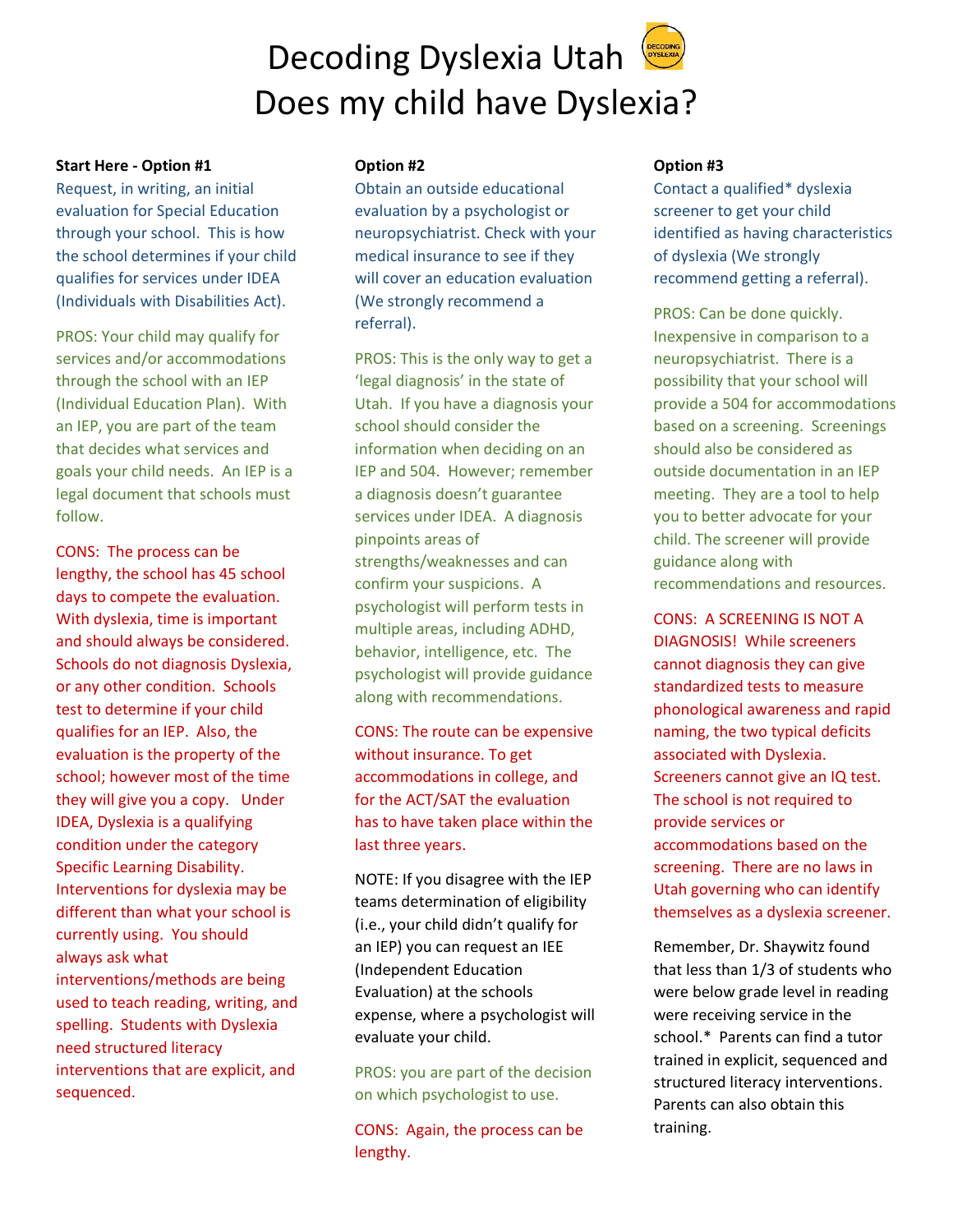# Decoding Dyslexia Utah
# Does my child have Dyslexia?

**Start Here - Option #1**

Request, in writing, an initial evaluation for Special Education through your school. This is how the school determines if your child qualifies for services under IDEA (Individuals with Disabilities Act).

PROS: Your child may qualify for services and/or accommodations through the school with an IEP (Individual Education Plan). With an IEP, you are part of the team that decides what services and goals your child needs. An IEP is a legal document that schools must follow.

CONS: The process can be lengthy, the school has 45 school days to compete the evaluation. With dyslexia, time is important and should always be considered. Schools do not diagnosis Dyslexia, or any other condition. Schools test to determine if your child qualifies for an IEP. Also, the evaluation is the property of the school; however most of the time they will give you a copy. Under IDEA, Dyslexia is a qualifying condition under the category Specific Learning Disability. Interventions for dyslexia may be different than what your school is currently using. You should always ask what interventions/methods are being used to teach reading, writing, and spelling. Students with Dyslexia need structured literacy interventions that are explicit, and sequenced.

**Option #2**

Obtain an outside educational evaluation by a psychologist or neuropsychiatrist. Check with your medical insurance to see if they will cover an education evaluation (We strongly recommend a referral).

PROS: This is the only way to get a 'legal diagnosis' in the state of Utah. If you have a diagnosis your school should consider the information when deciding on an IEP and 504. However; remember a diagnosis doesn't guarantee services under IDEA. A diagnosis pinpoints areas of strengths/weaknesses and can confirm your suspicions. A psychologist will perform tests in multiple areas, including ADHD, behavior, intelligence, etc. The psychologist will provide guidance along with recommendations.

CONS: The route can be expensive without insurance. To get accommodations in college, and for the ACT/SAT the evaluation has to have taken place within the last three years.

NOTE: If you disagree with the IEP teams determination of eligibility (i.e., your child didn't qualify for an IEP) you can request an IEE (Independent Education Evaluation) at the schools expense, where a psychologist will evaluate your child.

PROS: you are part of the decision on which psychologist to use.

CONS: Again, the process can be lengthy.

**Option #3**

Contact a qualified* dyslexia screener to get your child identified as having characteristics of dyslexia (We strongly recommend getting a referral).

PROS: Can be done quickly. Inexpensive in comparison to a neuropsychiatrist. There is a possibility that your school will provide a 504 for accommodations based on a screening. Screenings should also be considered as outside documentation in an IEP meeting. They are a tool to help you to better advocate for your child. The screener will provide guidance along with recommendations and resources.

CONS: A SCREENING IS NOT A DIAGNOSIS! While screeners cannot diagnosis they can give standardized tests to measure phonological awareness and rapid naming, the two typical deficits associated with Dyslexia. Screeners cannot give an IQ test. The school is not required to provide services or accommodations based on the screening. There are no laws in Utah governing who can identify themselves as a dyslexia screener.

Remember, Dr. Shaywitz found that less than 1/3 of students who were below grade level in reading were receiving service in the school.* Parents can find a tutor trained in explicit, sequenced and structured literacy interventions. Parents can also obtain this training.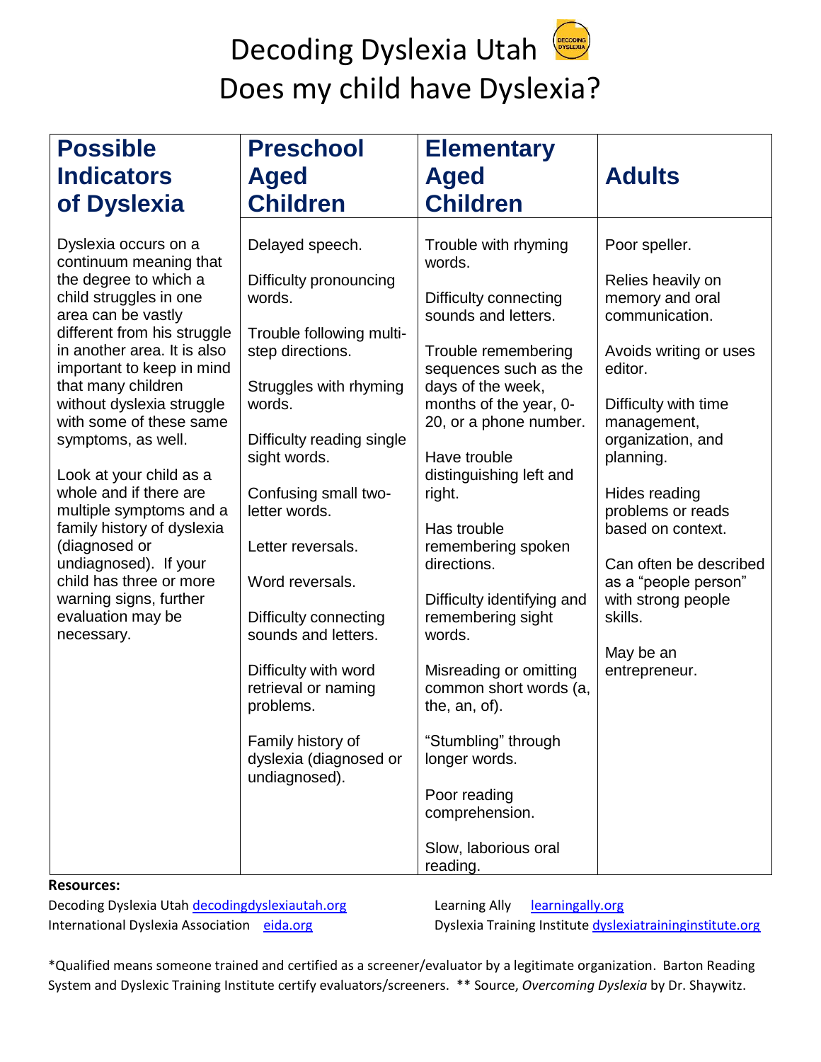# Decoding Dyslexia Utah

# Does my child have Dyslexia?

| Possible Indicators of Dyslexia | Preschool Aged Children | Elementary Aged Children | Adults |
|---|---|---|---|
| Dyslexia occurs on a continuum meaning that the degree to which a child struggles in one area can be vastly different from his struggle in another area. It is also important to keep in mind that many children without dyslexia struggle with some of these same symptoms, as well.<br><br>Look at your child as a whole and if there are multiple symptoms and a family history of dyslexia (diagnosed or undiagnosed). If your child has three or more warning signs, further evaluation may be necessary. | Delayed speech.<br><br>Difficulty pronouncing words.<br><br>Trouble following multi-step directions.<br><br>Struggles with rhyming words.<br><br>Difficulty reading single sight words.<br><br>Confusing small two-letter words.<br><br>Letter reversals.<br><br>Word reversals.<br><br>Difficulty connecting sounds and letters.<br><br>Difficulty with word retrieval or naming problems.<br><br>Family history of dyslexia (diagnosed or undiagnosed). | Trouble with rhyming words.<br><br>Difficulty connecting sounds and letters.<br><br>Trouble remembering sequences such as the days of the week, months of the year, 0-20, or a phone number.<br><br>Have trouble distinguishing left and right.<br><br>Has trouble remembering spoken directions.<br><br>Difficulty identifying and remembering sight words.<br><br>Misreading or omitting common short words (a, the, an, of).<br><br>"Stumbling" through longer words.<br><br>Poor reading comprehension.<br><br>Slow, laborious oral reading. | Poor speller.<br><br>Relies heavily on memory and oral communication.<br><br>Avoids writing or uses editor.<br><br>Difficulty with time management, organization, and planning.<br><br>Hides reading problems or reads based on context.<br><br>Can often be described as a "people person" with strong people skills.<br><br>May be an entrepreneur. |

**Resources:**

Decoding Dyslexia Utah [decodingdyslexiautah.org](decodingdyslexiautah.org)

International Dyslexia Association [eida.org](eida.org)

Learning Ally [learningally.org](learningally.org)

Dyslexia Training Institute [dyslexiatraininginstitute.org](dyslexiatraininginstitute.org)

*Qualified means someone trained and certified as a screener/evaluator by a legitimate organization. Barton Reading System and Dyslexic Training Institute certify evaluators/screeners. ** Source, *Overcoming Dyslexia* by Dr. Shaywitz.